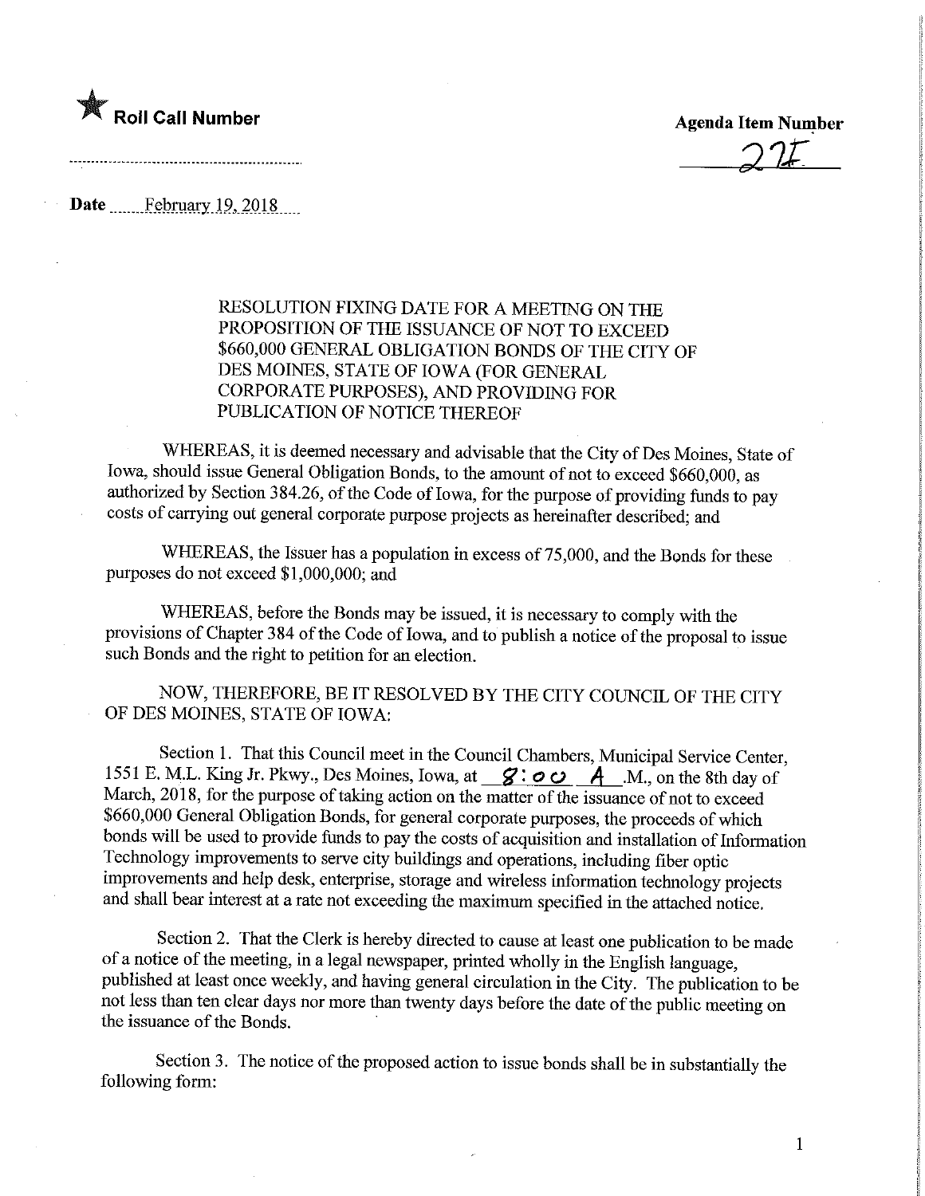**Roll Call Number**

**Agenda Item Number**

27F

**Date** February 19, 2018

RESOLUTION FIXING DATE FOR A MEETING ON THE PROPOSITION OF THE ISSUANCE OF NOT TO EXCEED $660,000 GENERAL OBLIGATION BONDS OF THE CITY OF DES MOINES, STATE OF IOWA (FOR GENERAL CORPORATE PURPOSES), AND PROVIDING FOR PUBLICATION OF NOTICE THEREOF

WHEREAS, it is deemed necessary and advisable that the City of Des Moines, State of Iowa, should issue General Obligation Bonds, to the amount of not to exceed $660,000, as authorized by Section 384.26, of the Code of Iowa, for the purpose of providing funds to pay costs of carrying out general corporate purpose projects as hereinafter described; and

WHEREAS, the Issuer has a population in excess of 75,000, and the Bonds for these purposes do not exceed $1,000,000; and

WHEREAS, before the Bonds may be issued, it is necessary to comply with the provisions of Chapter 384 of the Code of Iowa, and to publish a notice of the proposal to issue such Bonds and the right to petition for an election.

NOW, THEREFORE, BE IT RESOLVED BY THE CITY COUNCIL OF THE CITY OF DES MOINES, STATE OF IOWA:

Section 1. That this Council meet in the Council Chambers, Municipal Service Center, 1551 E. M.L. King Jr. Pkwy., Des Moines, Iowa, at 8:00 A.M., on the 8th day of March, 2018, for the purpose of taking action on the matter of the issuance of not to exceed $660,000 General Obligation Bonds, for general corporate purposes, the proceeds of which bonds will be used to provide funds to pay the costs of acquisition and installation of Information Technology improvements to serve city buildings and operations, including fiber optic improvements and help desk, enterprise, storage and wireless information technology projects and shall bear interest at a rate not exceeding the maximum specified in the attached notice.

Section 2. That the Clerk is hereby directed to cause at least one publication to be made of a notice of the meeting, in a legal newspaper, printed wholly in the English language, published at least once weekly, and having general circulation in the City. The publication to be not less than ten clear days nor more than twenty days before the date of the public meeting on the issuance of the Bonds.

Section 3. The notice of the proposed action to issue bonds shall be in substantially the following form: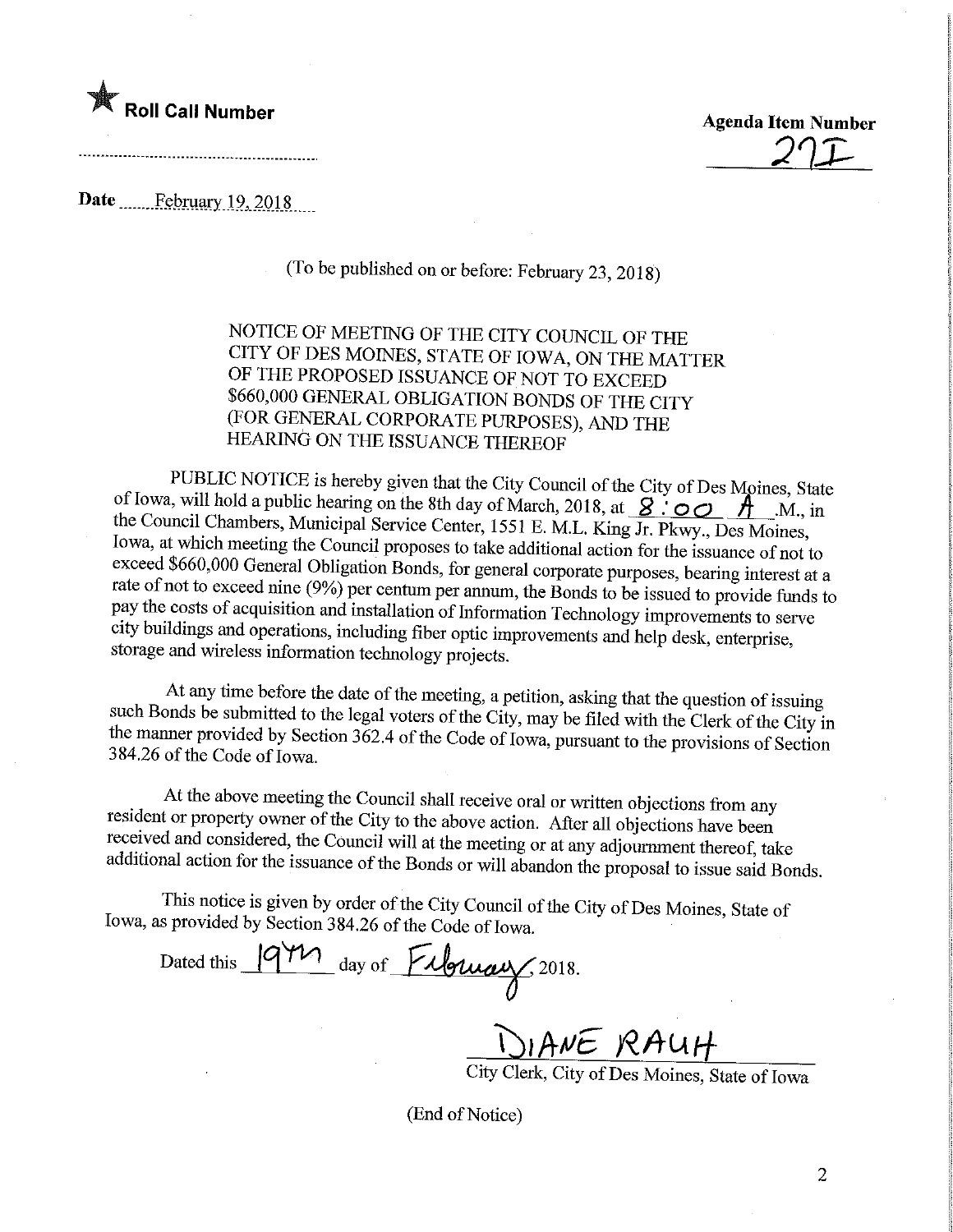★ **Roll Call Number**

**Agenda Item Number**
27I

**Date** February 19, 2018

(To be published on or before: February 23, 2018)

NOTICE OF MEETING OF THE CITY COUNCIL OF THE CITY OF DES MOINES, STATE OF IOWA, ON THE MATTER OF THE PROPOSED ISSUANCE OF NOT TO EXCEED $660,000 GENERAL OBLIGATION BONDS OF THE CITY (FOR GENERAL CORPORATE PURPOSES), AND THE HEARING ON THE ISSUANCE THEREOF

PUBLIC NOTICE is hereby given that the City Council of the City of Des Moines, State of Iowa, will hold a public hearing on the 8th day of March, 2018, at 8:00 A.M., in the Council Chambers, Municipal Service Center, 1551 E. M.L. King Jr. Pkwy., Des Moines, Iowa, at which meeting the Council proposes to take additional action for the issuance of not to exceed $660,000 General Obligation Bonds, for general corporate purposes, bearing interest at a rate of not to exceed nine (9%) per centum per annum, the Bonds to be issued to provide funds to pay the costs of acquisition and installation of Information Technology improvements to serve city buildings and operations, including fiber optic improvements and help desk, enterprise, storage and wireless information technology projects.

At any time before the date of the meeting, a petition, asking that the question of issuing such Bonds be submitted to the legal voters of the City, may be filed with the Clerk of the City in the manner provided by Section 362.4 of the Code of Iowa, pursuant to the provisions of Section 384.26 of the Code of Iowa.

At the above meeting the Council shall receive oral or written objections from any resident or property owner of the City to the above action. After all objections have been received and considered, the Council will at the meeting or at any adjournment thereof, take additional action for the issuance of the Bonds or will abandon the proposal to issue said Bonds.

This notice is given by order of the City Council of the City of Des Moines, State of Iowa, as provided by Section 384.26 of the Code of Iowa.

Dated this 19th day of February, 2018.

DIANE RAUH
City Clerk, City of Des Moines, State of Iowa

(End of Notice)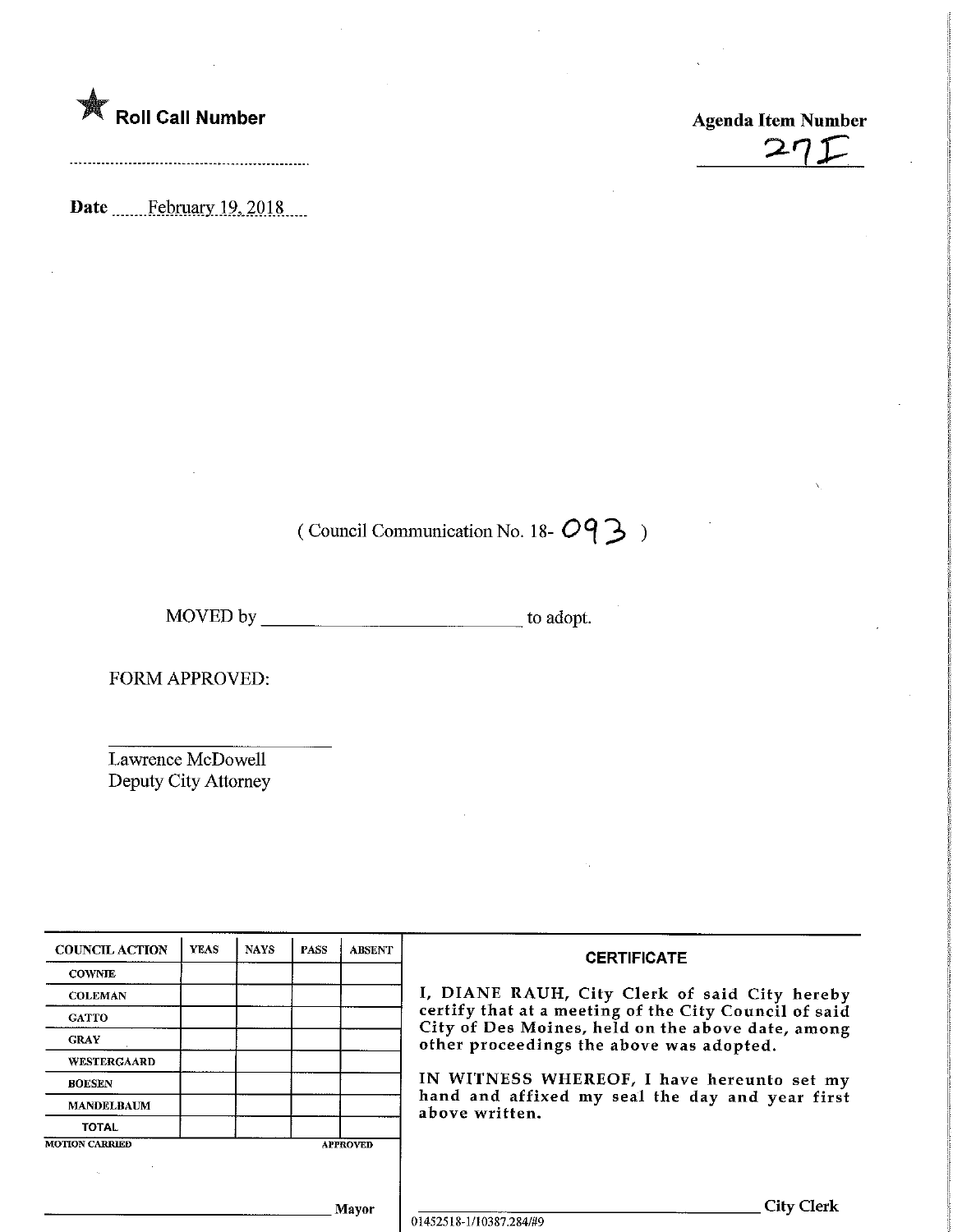★ **Roll Call Number**

..............................................................

**Date** February 19, 2018

**Agenda Item Number**

27I

( Council Communication No. 18- 093 )

MOVED by ____________________________ to adopt.

FORM APPROVED:

______________________________

Lawrence McDowell
Deputy City Attorney

| COUNCIL ACTION | YEAS | NAYS | PASS | ABSENT |
|---|---|---|---|---|
| COWNIE | | | | |
| COLEMAN | | | | |
| GATTO | | | | |
| GRAY | | | | |
| WESTERGAARD | | | | |
| BOESEN | | | | |
| MANDELBAUM | | | | |
| TOTAL | | | | |

MOTION CARRIED APPROVED

______________________________ Mayor

**CERTIFICATE**

I, DIANE RAUH, City Clerk of said City hereby certify that at a meeting of the City Council of said City of Des Moines, held on the above date, among other proceedings the above was adopted.

IN WITNESS WHEREOF, I have hereunto set my hand and affixed my seal the day and year first above written.

______________________________ City Clerk

01452518-1/10387.284/#9